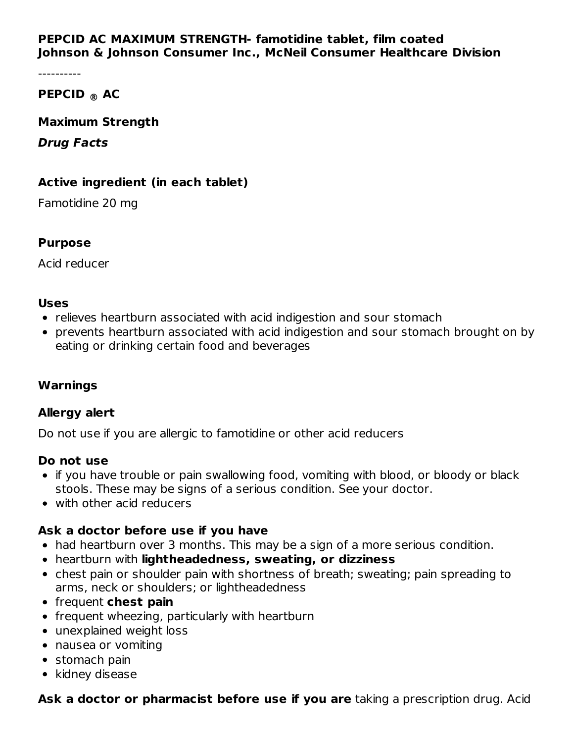**PEPCID AC MAXIMUM STRENGTH- famotidine tablet, film coated**
**Johnson & Johnson Consumer Inc., McNeil Consumer Healthcare Division**

----------

**PEPCID ® AC**

**Maximum Strength**

***Drug Facts***

### Active ingredient (in each tablet)

Famotidine 20 mg

### Purpose

Acid reducer

### Uses

- relieves heartburn associated with acid indigestion and sour stomach
- prevents heartburn associated with acid indigestion and sour stomach brought on by eating or drinking certain food and beverages

### Warnings

**Allergy alert**

Do not use if you are allergic to famotidine or other acid reducers

**Do not use**

- if you have trouble or pain swallowing food, vomiting with blood, or bloody or black stools. These may be signs of a serious condition. See your doctor.
- with other acid reducers

**Ask a doctor before use if you have**

- had heartburn over 3 months. This may be a sign of a more serious condition.
- heartburn with **lightheadedness, sweating, or dizziness**
- chest pain or shoulder pain with shortness of breath; sweating; pain spreading to arms, neck or shoulders; or lightheadedness
- frequent **chest pain**
- frequent wheezing, particularly with heartburn
- unexplained weight loss
- nausea or vomiting
- stomach pain
- kidney disease

**Ask a doctor or pharmacist before use if you are** taking a prescription drug. Acid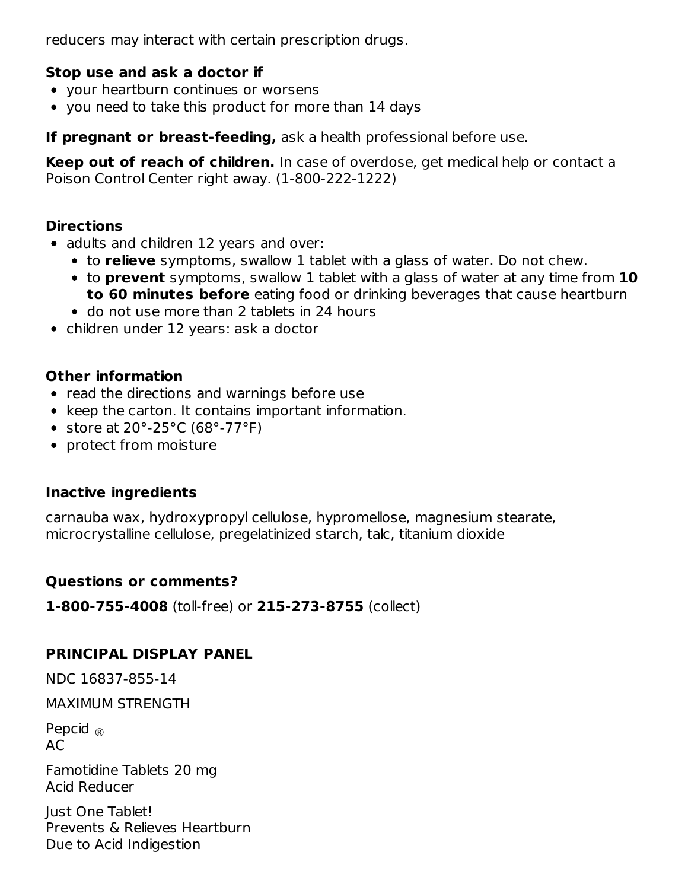reducers may interact with certain prescription drugs.

**Stop use and ask a doctor if**

- your heartburn continues or worsens
- you need to take this product for more than 14 days

**If pregnant or breast-feeding,** ask a health professional before use.

**Keep out of reach of children.** In case of overdose, get medical help or contact a Poison Control Center right away. (1-800-222-1222)

**Directions**

- adults and children 12 years and over:
  - to **relieve** symptoms, swallow 1 tablet with a glass of water. Do not chew.
  - to **prevent** symptoms, swallow 1 tablet with a glass of water at any time from **10 to 60 minutes before** eating food or drinking beverages that cause heartburn
  - do not use more than 2 tablets in 24 hours
- children under 12 years: ask a doctor

**Other information**

- read the directions and warnings before use
- keep the carton. It contains important information.
- store at 20°-25°C (68°-77°F)
- protect from moisture

**Inactive ingredients**

carnauba wax, hydroxypropyl cellulose, hypromellose, magnesium stearate, microcrystalline cellulose, pregelatinized starch, talc, titanium dioxide

**Questions or comments?**

**1-800-755-4008** (toll-free) or **215-273-8755** (collect)

**PRINCIPAL DISPLAY PANEL**

NDC 16837-855-14

MAXIMUM STRENGTH

Pepcid ®
AC

Famotidine Tablets 20 mg
Acid Reducer

Just One Tablet!
Prevents & Relieves Heartburn
Due to Acid Indigestion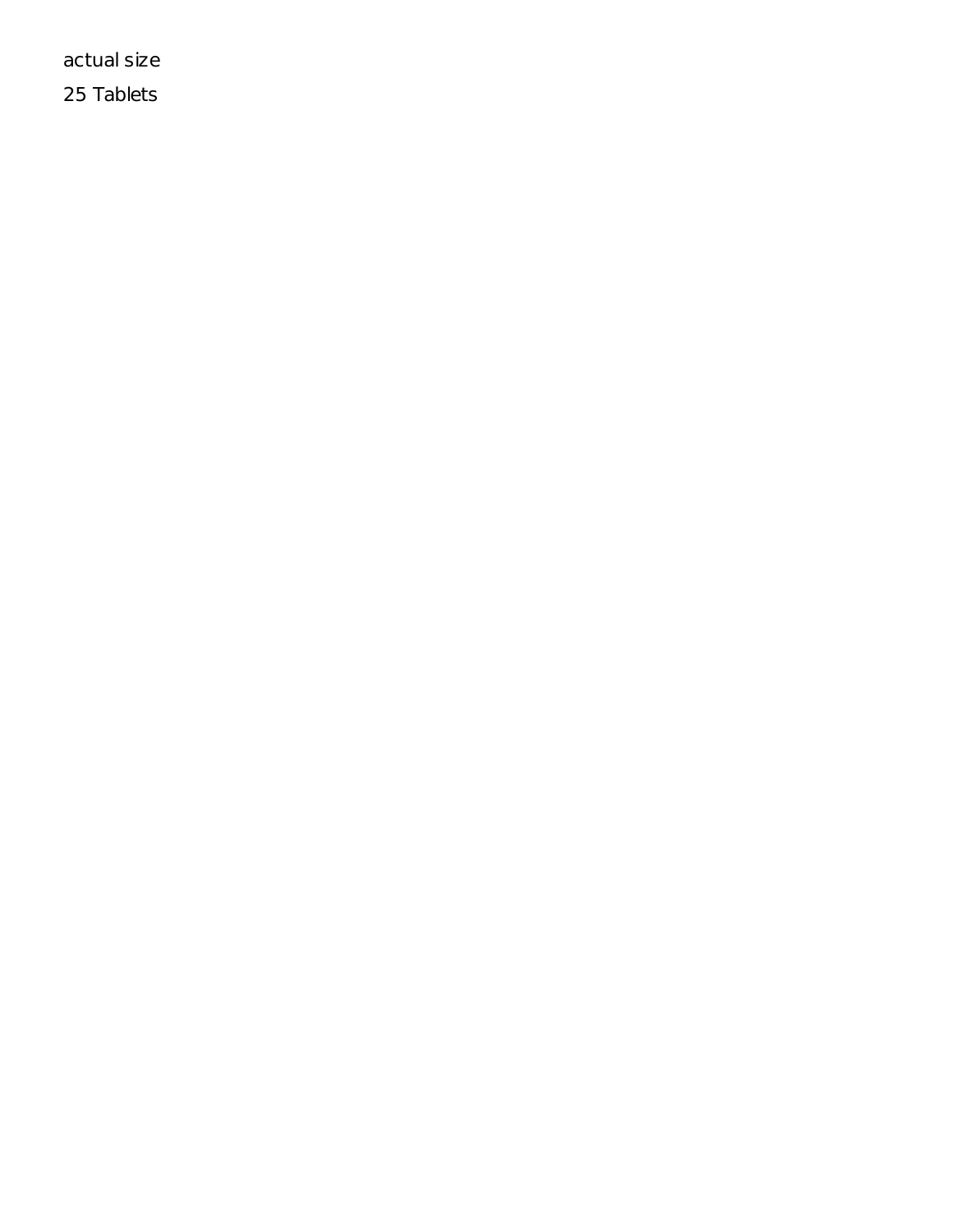actual size

25 Tablets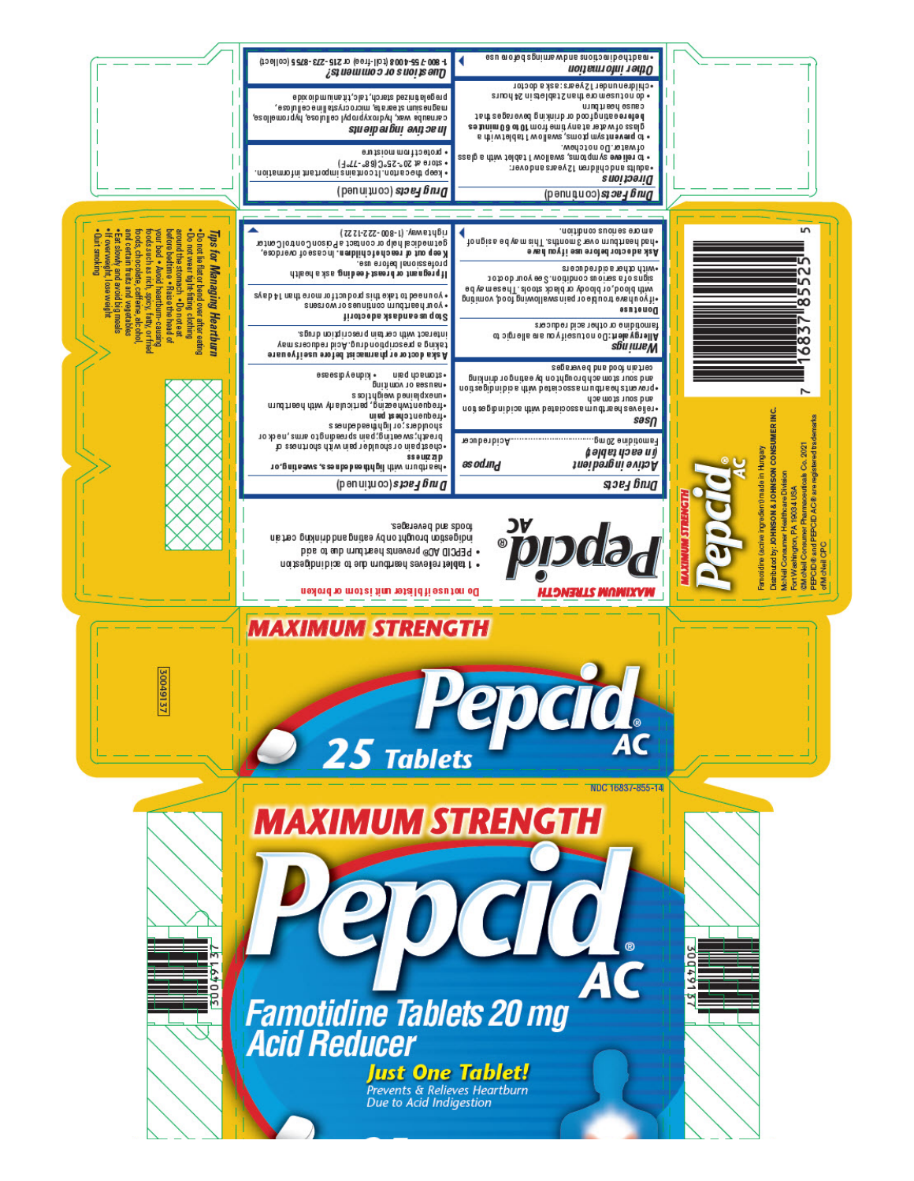MAXIMUM STRENGTH

# Pepcid® AC

## Famotidine Tablets 20 mg
## Acid Reducer

**Just One Tablet!**

*Prevents & Relieves Heartburn Due to Acid Indigestion*

NDC 16837-855-14

MAXIMUM STRENGTH

# Pepcid® AC

## 25 Tablets

30049137

### Tips for Managing Heartburn

- Do not lie flat or bend over after eating
- Do not wear tight-fitting clothing around the stomach
- Do not eat before bedtime
- Raise the head of your bed
- Avoid heartburn-causing foods such as rich, spicy, fatty, or fried foods, chocolate, caffeine, alcohol, and certain fruits and vegetables
- Eat slowly and avoid big meals
- If overweight, lose weight
- Quit smoking

MAXIMUM STRENGTH

# Pepcid® AC

Famotidine (active ingredient) made in Hungary
Distributed by: JOHNSON & JOHNSON CONSUMER INC.
McNeil Consumer Healthcare Division
Fort Washington, PA 19034 USA
©McNeil Consumer Pharmaceuticals Co. 2021
PEPCID® and PEPCID AC® are registered trademarks of McNeil CPC

7 16837 85525 5

MAXIMUM STRENGTH

# Pepcid® AC

**Do not use if blister unit is torn or broken**

- 1 tablet relieves heartburn due to acid indigestion
- PEPCID AC® prevents heartburn due to acid indigestion brought on by eating and drinking certain foods and beverages.

## Drug Facts

| Active ingredient (in each tablet) | Purpose |
|---|---|
| Famotidine 20 mg | Acid reducer |

**Uses**
- relieves heartburn associated with acid indigestion and sour stomach
- prevents heartburn associated with acid indigestion and sour stomach brought on by eating or drinking certain food and beverages

**Warnings**

**Allergy alert:** Do not use if you are allergic to famotidine or other acid reducers

**Do not use**
- if you have trouble or pain swallowing food, vomiting with blood, or bloody or black stools. These may be signs of a serious condition. See your doctor.
- with other acid reducers

**Ask a doctor before use if you have**
- had heartburn over 3 months. This may be a sign of a more serious condition.

## Drug Facts (continued)

- heartburn with lightheadedness, sweating, or dizziness
- chest pain or shoulder pain with shortness of breath; sweating; pain spreading to arms, neck or shoulders; or lightheadedness
- frequent chest pain
- frequent wheezing, particularly with heartburn
- unexplained weight loss
- nausea or vomiting
- stomach pain
- kidney disease

**Ask a doctor or pharmacist before use if you are** taking a prescription drug. Acid reducers may interact with certain prescription drugs.

**Stop use and ask a doctor if**
- your heartburn continues or worsens
- you need to take this product for more than 14 days

**If pregnant or breast-feeding,** ask a health professional before use.

**Keep out of reach of children.** In case of overdose, get medical help or contact a Poison Control Center right away. (1-800-222-1222)

## Drug Facts (continued)

**Directions**
- adults and children 12 years and over:
- to **relieve** symptoms, swallow 1 tablet with a glass of water. Do not chew.
- to **prevent** symptoms, swallow 1 tablet with a glass of water at any time from **10 to 60 minutes before** eating food or drinking beverages that cause heartburn
- do not use more than 2 tablets in 24 hours
- children under 12 years: ask a doctor

**Other information**
- read the directions and warnings before use

## Drug Facts (continued)

- keep the carton. It contains important information.
- store at 20°-25°C (68°-77°F)
- protect from moisture

**Inactive ingredients** carnauba wax, hydroxypropyl cellulose, hypromellose, magnesium stearate, microcrystalline cellulose, pregelatinized starch, talc, titanium dioxide

**Questions or comments?** 1-800-755-4008 (toll-free) or 215-273-8755 (collect)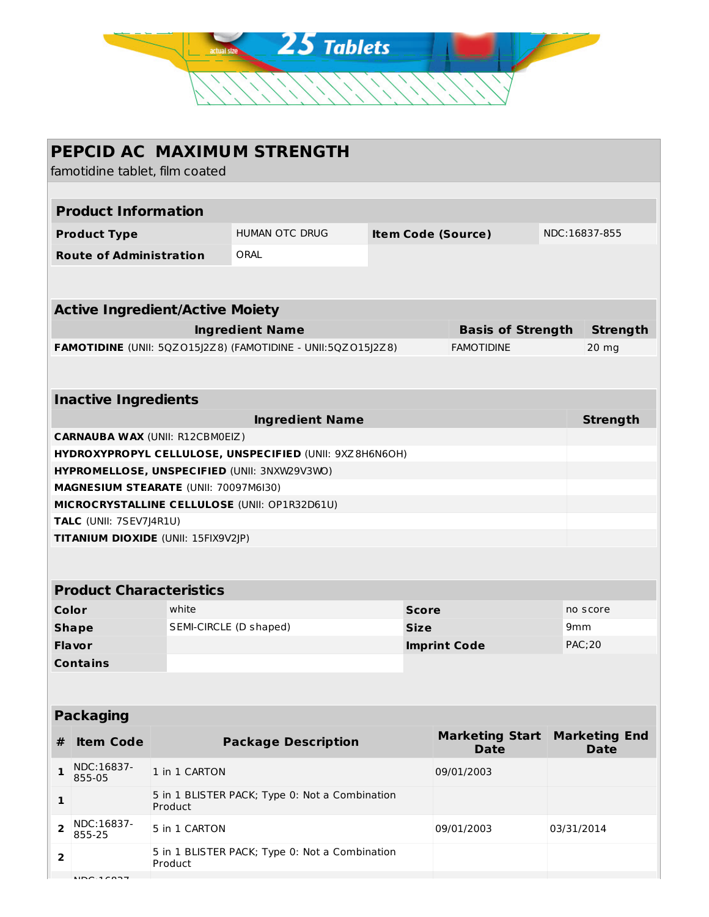25 Tablets

actual size

# PEPCID AC MAXIMUM STRENGTH

famotidine tablet, film coated

## Product Information

| Product Type | HUMAN OTC DRUG | Item Code (Source) | NDC:16837-855 |
|---|---|---|---|
| Route of Administration | ORAL | | |

## Active Ingredient/Active Moiety

| Ingredient Name | Basis of Strength | Strength |
|---|---|---|
| **FAMOTIDINE** (UNII: 5QZO15J2Z8) (FAMOTIDINE - UNII:5QZO15J2Z8) | FAMOTIDINE | 20 mg |

## Inactive Ingredients

| Ingredient Name | Strength |
|---|---|
| **CARNAUBA WAX** (UNII: R12CBM0EIZ) | |
| **HYDROXYPROPYL CELLULOSE, UNSPECIFIED** (UNII: 9XZ8H6N6OH) | |
| **HYPROMELLOSE, UNSPECIFIED** (UNII: 3NXW29V3WO) | |
| **MAGNESIUM STEARATE** (UNII: 70097M6I30) | |
| **MICROCRYSTALLINE CELLULOSE** (UNII: OP1R32D61U) | |
| **TALC** (UNII: 7SEV7J4R1U) | |
| **TITANIUM DIOXIDE** (UNII: 15FIX9V2JP) | |

## Product Characteristics

| Color | white | Score | no score |
|---|---|---|---|
| Shape | SEMI-CIRCLE (D shaped) | Size | 9mm |
| Flavor | | Imprint Code | PAC;20 |
| Contains | | | |

## Packaging

| # | Item Code | Package Description | Marketing Start Date | Marketing End Date |
|---|---|---|---|---|
| 1 | NDC:16837-855-05 | 1 in 1 CARTON | 09/01/2003 | |
| 1 | | 5 in 1 BLISTER PACK; Type 0: Not a Combination Product | | |
| 2 | NDC:16837-855-25 | 5 in 1 CARTON | 09/01/2003 | 03/31/2014 |
| 2 | | 5 in 1 BLISTER PACK; Type 0: Not a Combination Product | | |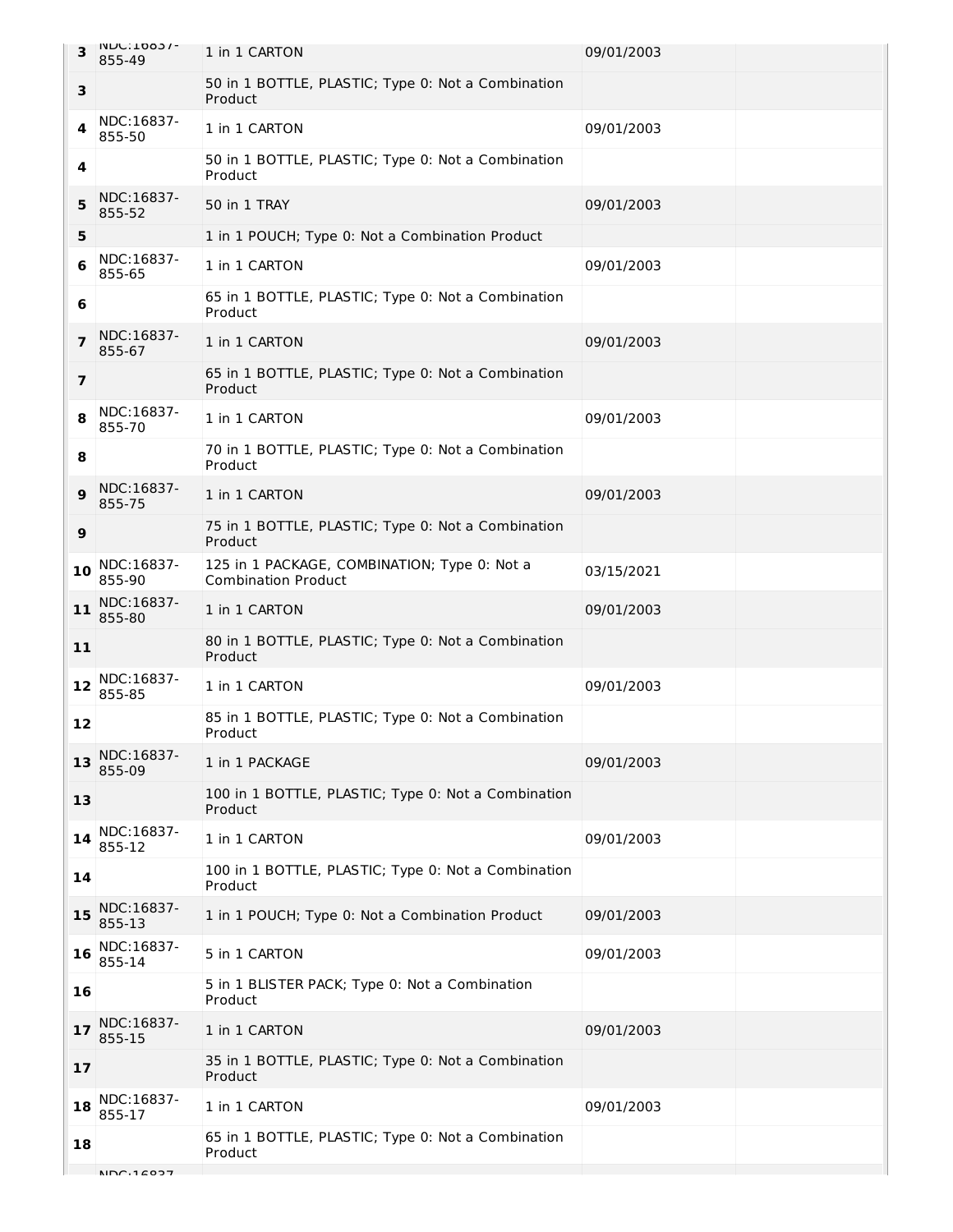| | | | | |
|---|---|---|---|---|
| 3 | NDC:16837-855-49 | 1 in 1 CARTON | 09/01/2003 | |
| 3 | | 50 in 1 BOTTLE, PLASTIC; Type 0: Not a Combination Product | | |
| 4 | NDC:16837-855-50 | 1 in 1 CARTON | 09/01/2003 | |
| 4 | | 50 in 1 BOTTLE, PLASTIC; Type 0: Not a Combination Product | | |
| 5 | NDC:16837-855-52 | 50 in 1 TRAY | 09/01/2003 | |
| 5 | | 1 in 1 POUCH; Type 0: Not a Combination Product | | |
| 6 | NDC:16837-855-65 | 1 in 1 CARTON | 09/01/2003 | |
| 6 | | 65 in 1 BOTTLE, PLASTIC; Type 0: Not a Combination Product | | |
| 7 | NDC:16837-855-67 | 1 in 1 CARTON | 09/01/2003 | |
| 7 | | 65 in 1 BOTTLE, PLASTIC; Type 0: Not a Combination Product | | |
| 8 | NDC:16837-855-70 | 1 in 1 CARTON | 09/01/2003 | |
| 8 | | 70 in 1 BOTTLE, PLASTIC; Type 0: Not a Combination Product | | |
| 9 | NDC:16837-855-75 | 1 in 1 CARTON | 09/01/2003 | |
| 9 | | 75 in 1 BOTTLE, PLASTIC; Type 0: Not a Combination Product | | |
| 10 | NDC:16837-855-90 | 125 in 1 PACKAGE, COMBINATION; Type 0: Not a Combination Product | 03/15/2021 | |
| 11 | NDC:16837-855-80 | 1 in 1 CARTON | 09/01/2003 | |
| 11 | | 80 in 1 BOTTLE, PLASTIC; Type 0: Not a Combination Product | | |
| 12 | NDC:16837-855-85 | 1 in 1 CARTON | 09/01/2003 | |
| 12 | | 85 in 1 BOTTLE, PLASTIC; Type 0: Not a Combination Product | | |
| 13 | NDC:16837-855-09 | 1 in 1 PACKAGE | 09/01/2003 | |
| 13 | | 100 in 1 BOTTLE, PLASTIC; Type 0: Not a Combination Product | | |
| 14 | NDC:16837-855-12 | 1 in 1 CARTON | 09/01/2003 | |
| 14 | | 100 in 1 BOTTLE, PLASTIC; Type 0: Not a Combination Product | | |
| 15 | NDC:16837-855-13 | 1 in 1 POUCH; Type 0: Not a Combination Product | 09/01/2003 | |
| 16 | NDC:16837-855-14 | 5 in 1 CARTON | 09/01/2003 | |
| 16 | | 5 in 1 BLISTER PACK; Type 0: Not a Combination Product | | |
| 17 | NDC:16837-855-15 | 1 in 1 CARTON | 09/01/2003 | |
| 17 | | 35 in 1 BOTTLE, PLASTIC; Type 0: Not a Combination Product | | |
| 18 | NDC:16837-855-17 | 1 in 1 CARTON | 09/01/2003 | |
| 18 | | 65 in 1 BOTTLE, PLASTIC; Type 0: Not a Combination Product | | |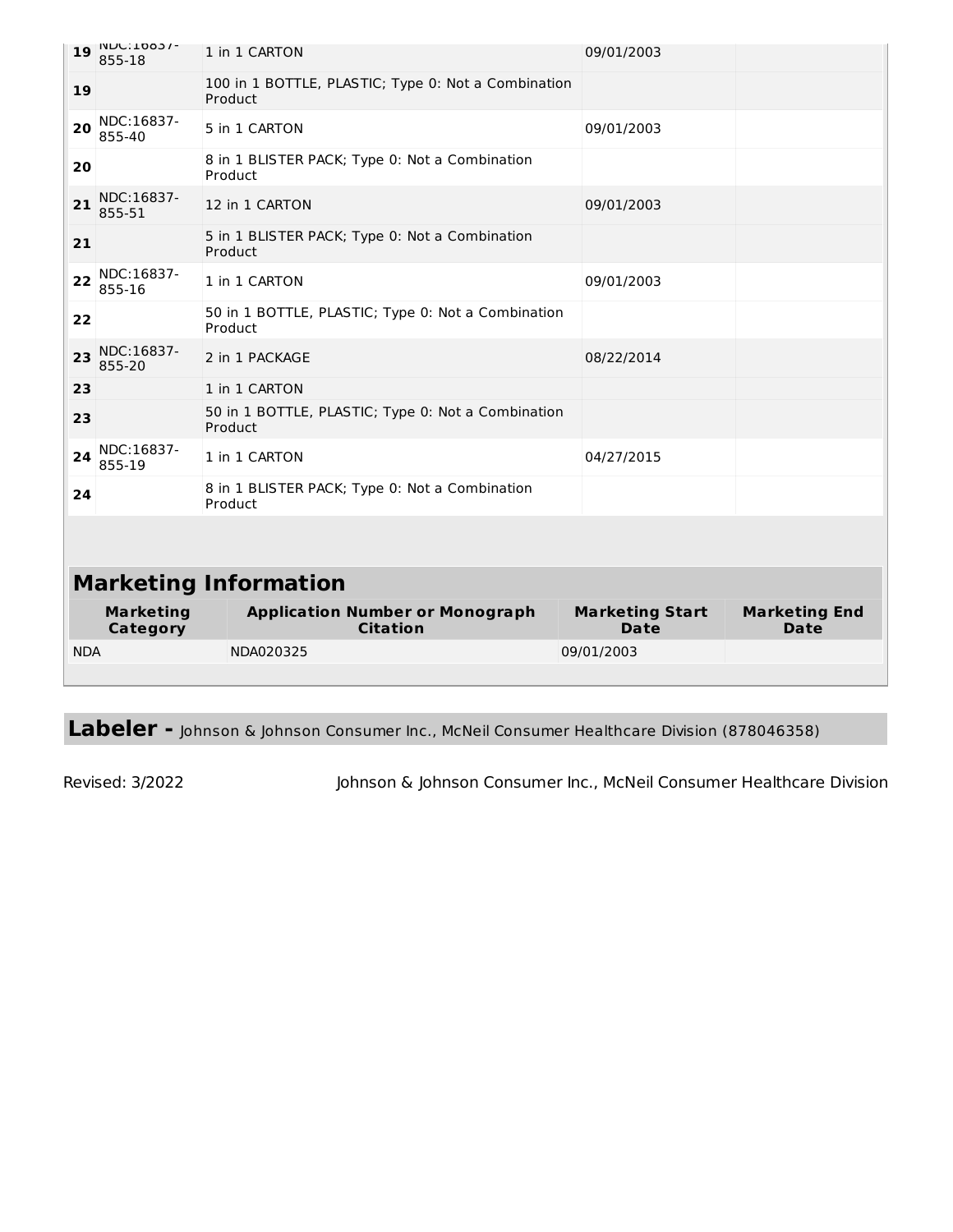| | | | | |
|---|---|---|---|---|
| 19 | NDC:16837-855-18 | 1 in 1 CARTON | 09/01/2003 | |
| 19 | | 100 in 1 BOTTLE, PLASTIC; Type 0: Not a Combination Product | | |
| 20 | NDC:16837-855-40 | 5 in 1 CARTON | 09/01/2003 | |
| 20 | | 8 in 1 BLISTER PACK; Type 0: Not a Combination Product | | |
| 21 | NDC:16837-855-51 | 12 in 1 CARTON | 09/01/2003 | |
| 21 | | 5 in 1 BLISTER PACK; Type 0: Not a Combination Product | | |
| 22 | NDC:16837-855-16 | 1 in 1 CARTON | 09/01/2003 | |
| 22 | | 50 in 1 BOTTLE, PLASTIC; Type 0: Not a Combination Product | | |
| 23 | NDC:16837-855-20 | 2 in 1 PACKAGE | 08/22/2014 | |
| 23 | | 1 in 1 CARTON | | |
| 23 | | 50 in 1 BOTTLE, PLASTIC; Type 0: Not a Combination Product | | |
| 24 | NDC:16837-855-19 | 1 in 1 CARTON | 04/27/2015 | |
| 24 | | 8 in 1 BLISTER PACK; Type 0: Not a Combination Product | | |

## Marketing Information

| Marketing Category | Application Number or Monograph Citation | Marketing Start Date | Marketing End Date |
|---|---|---|---|
| NDA | NDA020325 | 09/01/2003 | |

## Labeler - Johnson & Johnson Consumer Inc., McNeil Consumer Healthcare Division (878046358)

Revised: 3/2022 Johnson & Johnson Consumer Inc., McNeil Consumer Healthcare Division